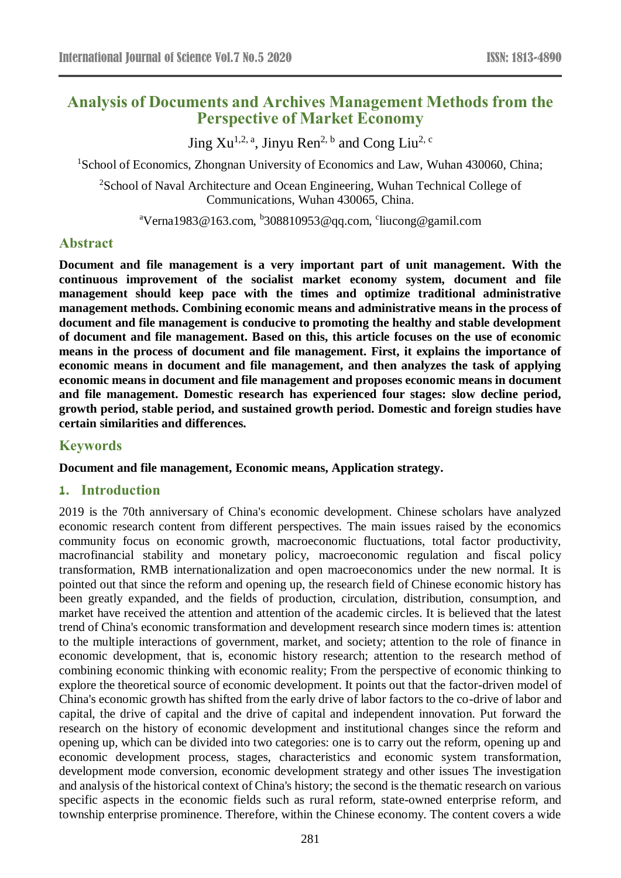# Analysis of Documents and Archives Management Methods from the Perspective of Market Economy

Jing Xu[1,2, a], Jinyu Ren[2, b] and Cong Liu[2, c]

[1]School of Economics, Zhongnan University of Economics and Law, Wuhan 430060, China;

[2]School of Naval Architecture and Ocean Engineering, Wuhan Technical College of Communications, Wuhan 430065, China.

[a]Verna1983@163.com, [b]308810953@qq.com, [c]liucong@gamil.com

## Abstract

**Document and file management is a very important part of unit management. With the continuous improvement of the socialist market economy system, document and file management should keep pace with the times and optimize traditional administrative management methods. Combining economic means and administrative means in the process of document and file management is conducive to promoting the healthy and stable development of document and file management. Based on this, this article focuses on the use of economic means in the process of document and file management. First, it explains the importance of economic means in document and file management, and then analyzes the task of applying economic means in document and file management and proposes economic means in document and file management. Domestic research has experienced four stages: slow decline period, growth period, stable period, and sustained growth period. Domestic and foreign studies have certain similarities and differences.**

## Keywords

**Document and file management, Economic means, Application strategy.**

## 1. Introduction

2019 is the 70th anniversary of China's economic development. Chinese scholars have analyzed economic research content from different perspectives. The main issues raised by the economics community focus on economic growth, macroeconomic fluctuations, total factor productivity, macrofinancial stability and monetary policy, macroeconomic regulation and fiscal policy transformation, RMB internationalization and open macroeconomics under the new normal. It is pointed out that since the reform and opening up, the research field of Chinese economic history has been greatly expanded, and the fields of production, circulation, distribution, consumption, and market have received the attention and attention of the academic circles. It is believed that the latest trend of China's economic transformation and development research since modern times is: attention to the multiple interactions of government, market, and society; attention to the role of finance in economic development, that is, economic history research; attention to the research method of combining economic thinking with economic reality; From the perspective of economic thinking to explore the theoretical source of economic development. It points out that the factor-driven model of China's economic growth has shifted from the early drive of labor factors to the co-drive of labor and capital, the drive of capital and the drive of capital and independent innovation. Put forward the research on the history of economic development and institutional changes since the reform and opening up, which can be divided into two categories: one is to carry out the reform, opening up and economic development process, stages, characteristics and economic system transformation, development mode conversion, economic development strategy and other issues The investigation and analysis of the historical context of China's history; the second is the thematic research on various specific aspects in the economic fields such as rural reform, state-owned enterprise reform, and township enterprise prominence. Therefore, within the Chinese economy. The content covers a wide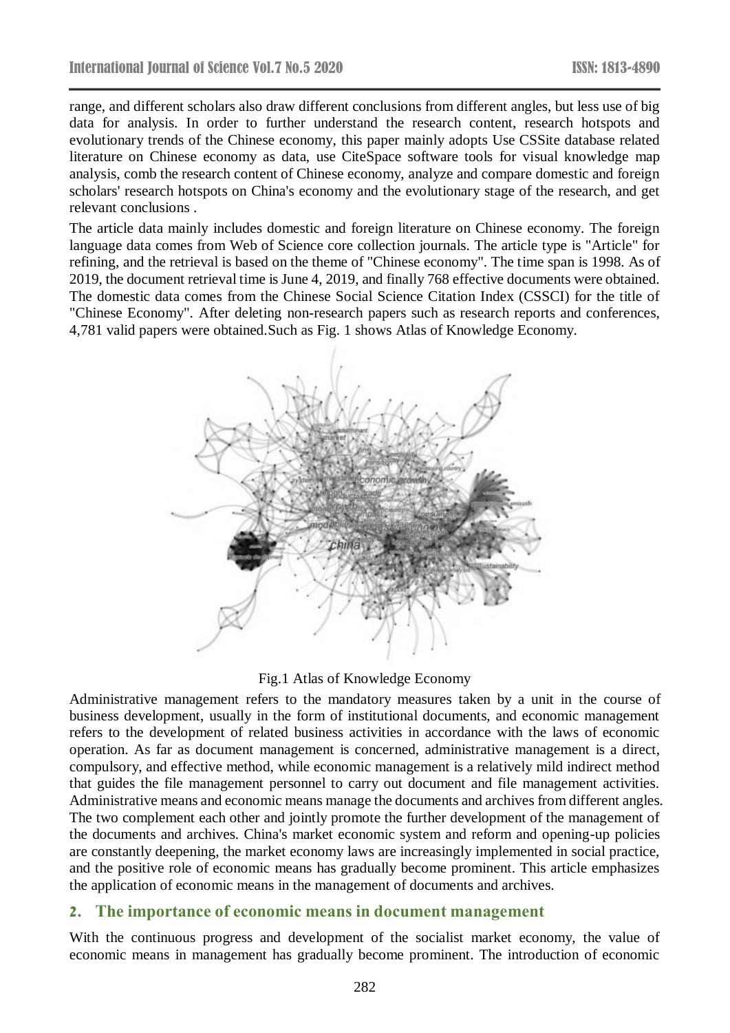range, and different scholars also draw different conclusions from different angles, but less use of big data for analysis. In order to further understand the research content, research hotspots and evolutionary trends of the Chinese economy, this paper mainly adopts Use CSSite database related literature on Chinese economy as data, use CiteSpace software tools for visual knowledge map analysis, comb the research content of Chinese economy, analyze and compare domestic and foreign scholars' research hotspots on China's economy and the evolutionary stage of the research, and get relevant conclusions .

The article data mainly includes domestic and foreign literature on Chinese economy. The foreign language data comes from Web of Science core collection journals. The article type is "Article" for refining, and the retrieval is based on the theme of "Chinese economy". The time span is 1998. As of 2019, the document retrieval time is June 4, 2019, and finally 768 effective documents were obtained. The domestic data comes from the Chinese Social Science Citation Index (CSSCI) for the title of "Chinese Economy". After deleting non-research papers such as research reports and conferences, 4,781 valid papers were obtained.Such as Fig. 1 shows Atlas of Knowledge Economy.

Fig.1 Atlas of Knowledge Economy

Administrative management refers to the mandatory measures taken by a unit in the course of business development, usually in the form of institutional documents, and economic management refers to the development of related business activities in accordance with the laws of economic operation. As far as document management is concerned, administrative management is a direct, compulsory, and effective method, while economic management is a relatively mild indirect method that guides the file management personnel to carry out document and file management activities. Administrative means and economic means manage the documents and archives from different angles. The two complement each other and jointly promote the further development of the management of the documents and archives. China's market economic system and reform and opening-up policies are constantly deepening, the market economy laws are increasingly implemented in social practice, and the positive role of economic means has gradually become prominent. This article emphasizes the application of economic means in the management of documents and archives.

## 2. The importance of economic means in document management

With the continuous progress and development of the socialist market economy, the value of economic means in management has gradually become prominent. The introduction of economic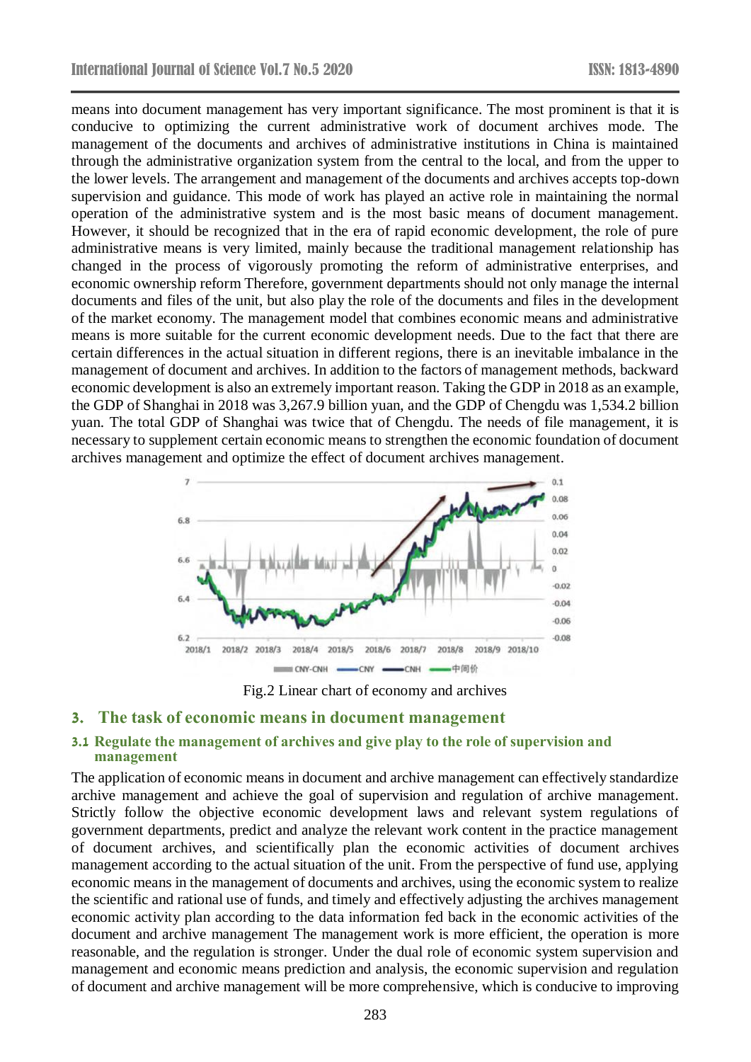means into document management has very important significance. The most prominent is that it is conducive to optimizing the current administrative work of document archives mode. The management of the documents and archives of administrative institutions in China is maintained through the administrative organization system from the central to the local, and from the upper to the lower levels. The arrangement and management of the documents and archives accepts top-down supervision and guidance. This mode of work has played an active role in maintaining the normal operation of the administrative system and is the most basic means of document management. However, it should be recognized that in the era of rapid economic development, the role of pure administrative means is very limited, mainly because the traditional management relationship has changed in the process of vigorously promoting the reform of administrative enterprises, and economic ownership reform Therefore, government departments should not only manage the internal documents and files of the unit, but also play the role of the documents and files in the development of the market economy. The management model that combines economic means and administrative means is more suitable for the current economic development needs. Due to the fact that there are certain differences in the actual situation in different regions, there is an inevitable imbalance in the management of document and archives. In addition to the factors of management methods, backward economic development is also an extremely important reason. Taking the GDP in 2018 as an example, the GDP of Shanghai in 2018 was 3,267.9 billion yuan, and the GDP of Chengdu was 1,534.2 billion yuan. The total GDP of Shanghai was twice that of Chengdu. The needs of file management, it is necessary to supplement certain economic means to strengthen the economic foundation of document archives management and optimize the effect of document archives management.

Fig.2 Linear chart of economy and archives

## 3. The task of economic means in document management

### 3.1 Regulate the management of archives and give play to the role of supervision and management

The application of economic means in document and archive management can effectively standardize archive management and achieve the goal of supervision and regulation of archive management. Strictly follow the objective economic development laws and relevant system regulations of government departments, predict and analyze the relevant work content in the practice management of document archives, and scientifically plan the economic activities of document archives management according to the actual situation of the unit. From the perspective of fund use, applying economic means in the management of documents and archives, using the economic system to realize the scientific and rational use of funds, and timely and effectively adjusting the archives management economic activity plan according to the data information fed back in the economic activities of the document and archive management The management work is more efficient, the operation is more reasonable, and the regulation is stronger. Under the dual role of economic system supervision and management and economic means prediction and analysis, the economic supervision and regulation of document and archive management will be more comprehensive, which is conducive to improving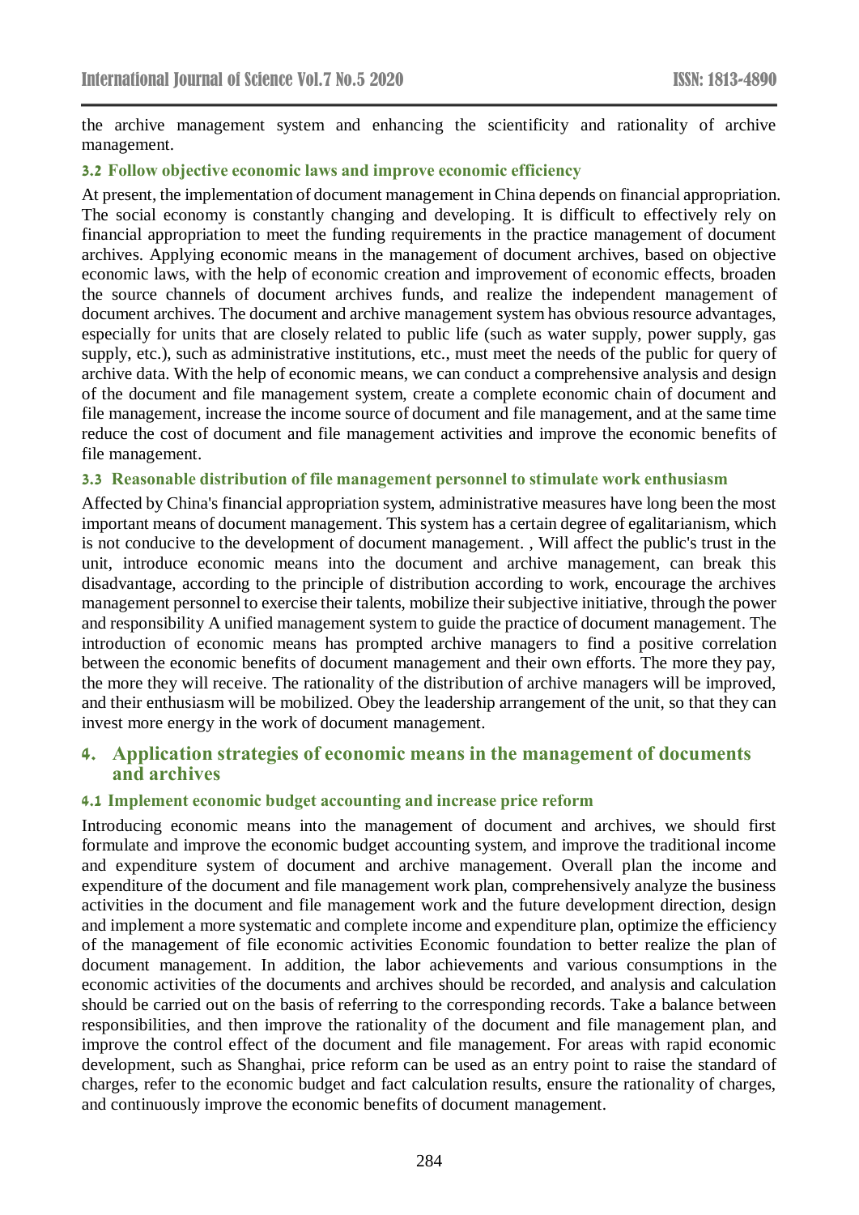the archive management system and enhancing the scientificity and rationality of archive management.

### 3.2 Follow objective economic laws and improve economic efficiency

At present, the implementation of document management in China depends on financial appropriation. The social economy is constantly changing and developing. It is difficult to effectively rely on financial appropriation to meet the funding requirements in the practice management of document archives. Applying economic means in the management of document archives, based on objective economic laws, with the help of economic creation and improvement of economic effects, broaden the source channels of document archives funds, and realize the independent management of document archives. The document and archive management system has obvious resource advantages, especially for units that are closely related to public life (such as water supply, power supply, gas supply, etc.), such as administrative institutions, etc., must meet the needs of the public for query of archive data. With the help of economic means, we can conduct a comprehensive analysis and design of the document and file management system, create a complete economic chain of document and file management, increase the income source of document and file management, and at the same time reduce the cost of document and file management activities and improve the economic benefits of file management.

### 3.3 Reasonable distribution of file management personnel to stimulate work enthusiasm

Affected by China's financial appropriation system, administrative measures have long been the most important means of document management. This system has a certain degree of egalitarianism, which is not conducive to the development of document management. , Will affect the public's trust in the unit, introduce economic means into the document and archive management, can break this disadvantage, according to the principle of distribution according to work, encourage the archives management personnel to exercise their talents, mobilize their subjective initiative, through the power and responsibility A unified management system to guide the practice of document management. The introduction of economic means has prompted archive managers to find a positive correlation between the economic benefits of document management and their own efforts. The more they pay, the more they will receive. The rationality of the distribution of archive managers will be improved, and their enthusiasm will be mobilized. Obey the leadership arrangement of the unit, so that they can invest more energy in the work of document management.

## 4. Application strategies of economic means in the management of documents and archives

### 4.1 Implement economic budget accounting and increase price reform

Introducing economic means into the management of document and archives, we should first formulate and improve the economic budget accounting system, and improve the traditional income and expenditure system of document and archive management. Overall plan the income and expenditure of the document and file management work plan, comprehensively analyze the business activities in the document and file management work and the future development direction, design and implement a more systematic and complete income and expenditure plan, optimize the efficiency of the management of file economic activities Economic foundation to better realize the plan of document management. In addition, the labor achievements and various consumptions in the economic activities of the documents and archives should be recorded, and analysis and calculation should be carried out on the basis of referring to the corresponding records. Take a balance between responsibilities, and then improve the rationality of the document and file management plan, and improve the control effect of the document and file management. For areas with rapid economic development, such as Shanghai, price reform can be used as an entry point to raise the standard of charges, refer to the economic budget and fact calculation results, ensure the rationality of charges, and continuously improve the economic benefits of document management.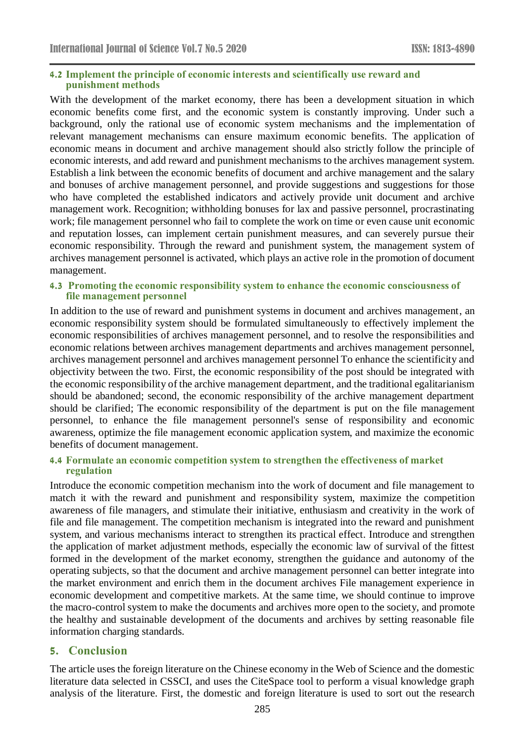### 4.2 Implement the principle of economic interests and scientifically use reward and punishment methods

With the development of the market economy, there has been a development situation in which economic benefits come first, and the economic system is constantly improving. Under such a background, only the rational use of economic system mechanisms and the implementation of relevant management mechanisms can ensure maximum economic benefits. The application of economic means in document and archive management should also strictly follow the principle of economic interests, and add reward and punishment mechanisms to the archives management system. Establish a link between the economic benefits of document and archive management and the salary and bonuses of archive management personnel, and provide suggestions and suggestions for those who have completed the established indicators and actively provide unit document and archive management work. Recognition; withholding bonuses for lax and passive personnel, procrastinating work; file management personnel who fail to complete the work on time or even cause unit economic and reputation losses, can implement certain punishment measures, and can severely pursue their economic responsibility. Through the reward and punishment system, the management system of archives management personnel is activated, which plays an active role in the promotion of document management.

### 4.3 Promoting the economic responsibility system to enhance the economic consciousness of file management personnel

In addition to the use of reward and punishment systems in document and archives management, an economic responsibility system should be formulated simultaneously to effectively implement the economic responsibilities of archives management personnel, and to resolve the responsibilities and economic relations between archives management departments and archives management personnel, archives management personnel and archives management personnel To enhance the scientificity and objectivity between the two. First, the economic responsibility of the post should be integrated with the economic responsibility of the archive management department, and the traditional egalitarianism should be abandoned; second, the economic responsibility of the archive management department should be clarified; The economic responsibility of the department is put on the file management personnel, to enhance the file management personnel's sense of responsibility and economic awareness, optimize the file management economic application system, and maximize the economic benefits of document management.

### 4.4 Formulate an economic competition system to strengthen the effectiveness of market regulation

Introduce the economic competition mechanism into the work of document and file management to match it with the reward and punishment and responsibility system, maximize the competition awareness of file managers, and stimulate their initiative, enthusiasm and creativity in the work of file and file management. The competition mechanism is integrated into the reward and punishment system, and various mechanisms interact to strengthen its practical effect. Introduce and strengthen the application of market adjustment methods, especially the economic law of survival of the fittest formed in the development of the market economy, strengthen the guidance and autonomy of the operating subjects, so that the document and archive management personnel can better integrate into the market environment and enrich them in the document archives File management experience in economic development and competitive markets. At the same time, we should continue to improve the macro-control system to make the documents and archives more open to the society, and promote the healthy and sustainable development of the documents and archives by setting reasonable file information charging standards.

## 5. Conclusion

The article uses the foreign literature on the Chinese economy in the Web of Science and the domestic literature data selected in CSSCI, and uses the CiteSpace tool to perform a visual knowledge graph analysis of the literature. First, the domestic and foreign literature is used to sort out the research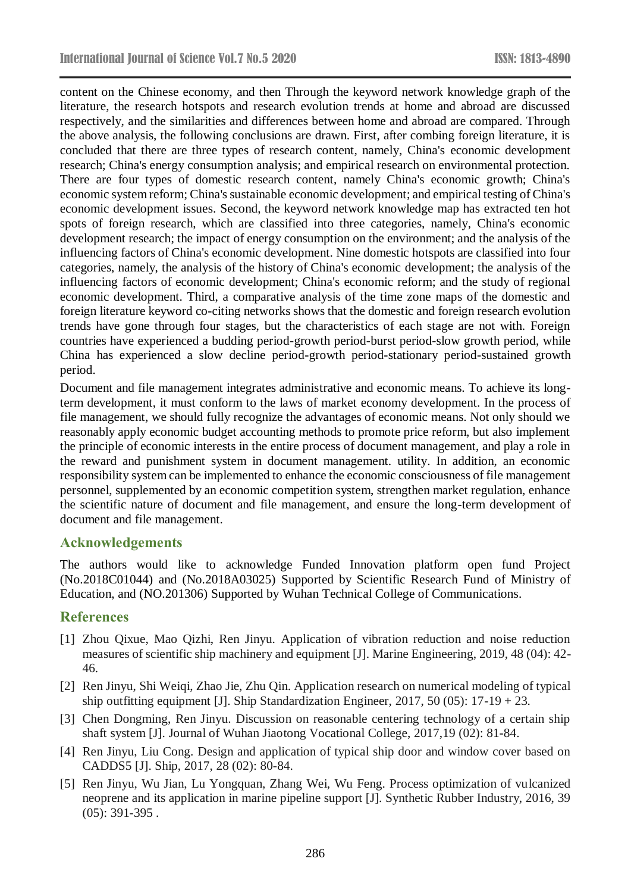content on the Chinese economy, and then Through the keyword network knowledge graph of the literature, the research hotspots and research evolution trends at home and abroad are discussed respectively, and the similarities and differences between home and abroad are compared. Through the above analysis, the following conclusions are drawn. First, after combing foreign literature, it is concluded that there are three types of research content, namely, China's economic development research; China's energy consumption analysis; and empirical research on environmental protection. There are four types of domestic research content, namely China's economic growth; China's economic system reform; China's sustainable economic development; and empirical testing of China's economic development issues. Second, the keyword network knowledge map has extracted ten hot spots of foreign research, which are classified into three categories, namely, China's economic development research; the impact of energy consumption on the environment; and the analysis of the influencing factors of China's economic development. Nine domestic hotspots are classified into four categories, namely, the analysis of the history of China's economic development; the analysis of the influencing factors of economic development; China's economic reform; and the study of regional economic development. Third, a comparative analysis of the time zone maps of the domestic and foreign literature keyword co-citing networks shows that the domestic and foreign research evolution trends have gone through four stages, but the characteristics of each stage are not with. Foreign countries have experienced a budding period-growth period-burst period-slow growth period, while China has experienced a slow decline period-growth period-stationary period-sustained growth period.

Document and file management integrates administrative and economic means. To achieve its long-term development, it must conform to the laws of market economy development. In the process of file management, we should fully recognize the advantages of economic means. Not only should we reasonably apply economic budget accounting methods to promote price reform, but also implement the principle of economic interests in the entire process of document management, and play a role in the reward and punishment system in document management. utility. In addition, an economic responsibility system can be implemented to enhance the economic consciousness of file management personnel, supplemented by an economic competition system, strengthen market regulation, enhance the scientific nature of document and file management, and ensure the long-term development of document and file management.

## Acknowledgements

The authors would like to acknowledge Funded Innovation platform open fund Project (No.2018C01044) and (No.2018A03025) Supported by Scientific Research Fund of Ministry of Education, and (NO.201306) Supported by Wuhan Technical College of Communications.

## References

[1] Zhou Qixue, Mao Qizhi, Ren Jinyu. Application of vibration reduction and noise reduction measures of scientific ship machinery and equipment [J]. Marine Engineering, 2019, 48 (04): 42-46.

[2] Ren Jinyu, Shi Weiqi, Zhao Jie, Zhu Qin. Application research on numerical modeling of typical ship outfitting equipment [J]. Ship Standardization Engineer, 2017, 50 (05): 17-19 + 23.

[3] Chen Dongming, Ren Jinyu. Discussion on reasonable centering technology of a certain ship shaft system [J]. Journal of Wuhan Jiaotong Vocational College, 2017,19 (02): 81-84.

[4] Ren Jinyu, Liu Cong. Design and application of typical ship door and window cover based on CADDS5 [J]. Ship, 2017, 28 (02): 80-84.

[5] Ren Jinyu, Wu Jian, Lu Yongquan, Zhang Wei, Wu Feng. Process optimization of vulcanized neoprene and its application in marine pipeline support [J]. Synthetic Rubber Industry, 2016, 39 (05): 391-395 .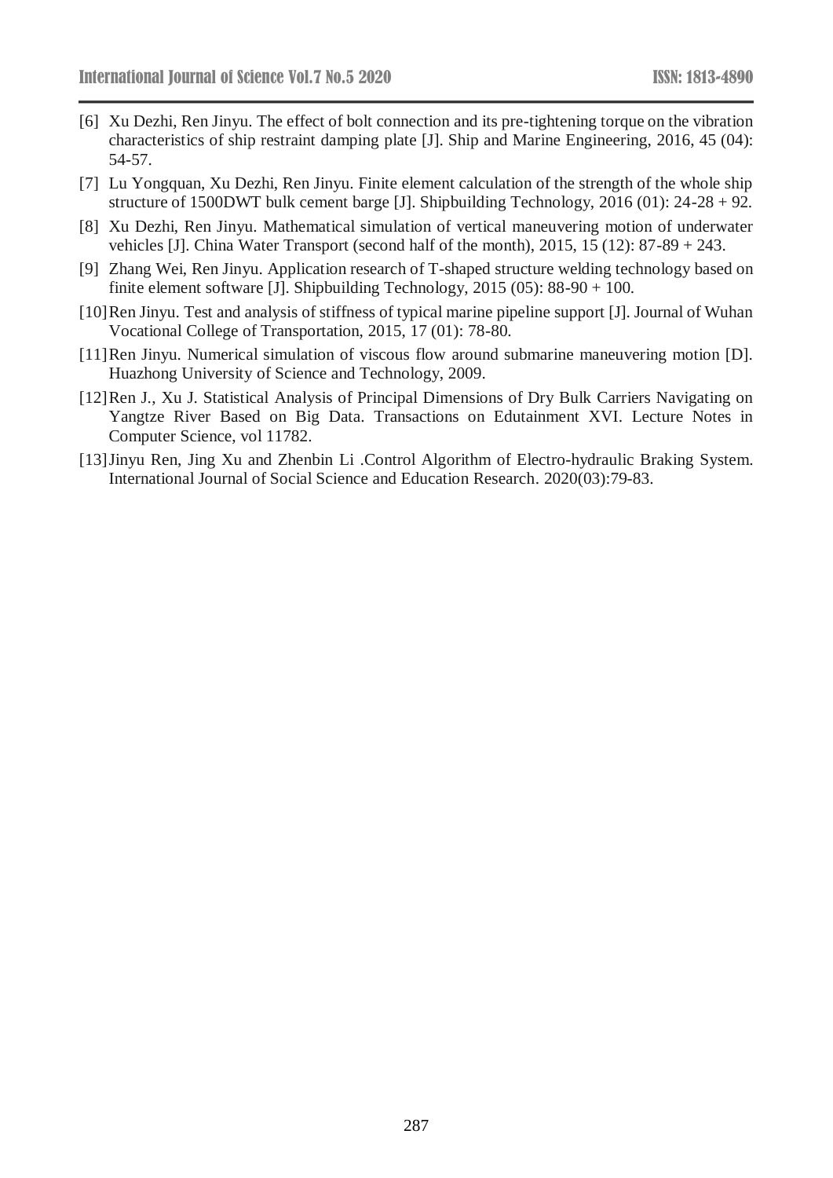[6] Xu Dezhi, Ren Jinyu. The effect of bolt connection and its pre-tightening torque on the vibration characteristics of ship restraint damping plate [J]. Ship and Marine Engineering, 2016, 45 (04): 54-57.

[7] Lu Yongquan, Xu Dezhi, Ren Jinyu. Finite element calculation of the strength of the whole ship structure of 1500DWT bulk cement barge [J]. Shipbuilding Technology, 2016 (01): 24-28 + 92.

[8] Xu Dezhi, Ren Jinyu. Mathematical simulation of vertical maneuvering motion of underwater vehicles [J]. China Water Transport (second half of the month), 2015, 15 (12): 87-89 + 243.

[9] Zhang Wei, Ren Jinyu. Application research of T-shaped structure welding technology based on finite element software [J]. Shipbuilding Technology, 2015 (05): 88-90 + 100.

[10] Ren Jinyu. Test and analysis of stiffness of typical marine pipeline support [J]. Journal of Wuhan Vocational College of Transportation, 2015, 17 (01): 78-80.

[11] Ren Jinyu. Numerical simulation of viscous flow around submarine maneuvering motion [D]. Huazhong University of Science and Technology, 2009.

[12] Ren J., Xu J. Statistical Analysis of Principal Dimensions of Dry Bulk Carriers Navigating on Yangtze River Based on Big Data. Transactions on Edutainment XVI. Lecture Notes in Computer Science, vol 11782.

[13] Jinyu Ren, Jing Xu and Zhenbin Li .Control Algorithm of Electro-hydraulic Braking System. International Journal of Social Science and Education Research. 2020(03):79-83.